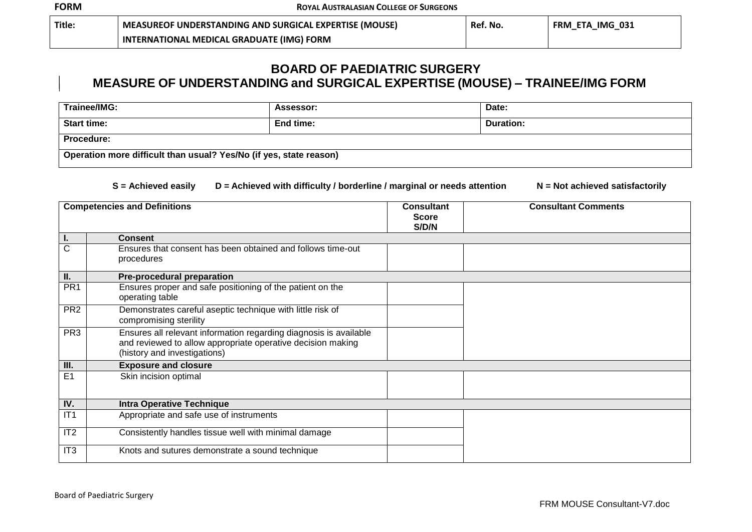| Title: | MEASUREOF UNDERSTANDING AND SURGICAL EXPERTISE (MOUSE) INTERNATIONAL MEDICAL GRADUATE (IMG) FORM | Ref. No. | FRM_ETA_IMG_031 |
|---|---|---|---|

# BOARD OF PAEDIATRIC SURGERY

## MEASURE OF UNDERSTANDING and SURGICAL EXPERTISE (MOUSE) – TRAINEE/IMG FORM

| Trainee/IMG: | Assessor: | Date: |
|---|---|---|
| Start time: | End time: | Duration: |
| Procedure: | | |
| Operation more difficult than usual? Yes/No (if yes, state reason) | | |

**S = Achieved easily** **D = Achieved with difficulty / borderline / marginal or needs attention** **N = Not achieved satisfactorily**

| Competencies and Definitions | | Consultant Score S/D/N | Consultant Comments |
|---|---|---|---|
| **I.** | **Consent** | | |
| C | Ensures that consent has been obtained and follows time-out procedures | | |
| **II.** | **Pre-procedural preparation** | | |
| PR1 | Ensures proper and safe positioning of the patient on the operating table | | |
| PR2 | Demonstrates careful aseptic technique with little risk of compromising sterility | | |
| PR3 | Ensures all relevant information regarding diagnosis is available and reviewed to allow appropriate operative decision making (history and investigations) | | |
| **III.** | **Exposure and closure** | | |
| E1 | Skin incision optimal | | |
| **IV.** | **Intra Operative Technique** | | |
| IT1 | Appropriate and safe use of instruments | | |
| IT2 | Consistently handles tissue well with minimal damage | | |
| IT3 | Knots and sutures demonstrate a sound technique | | |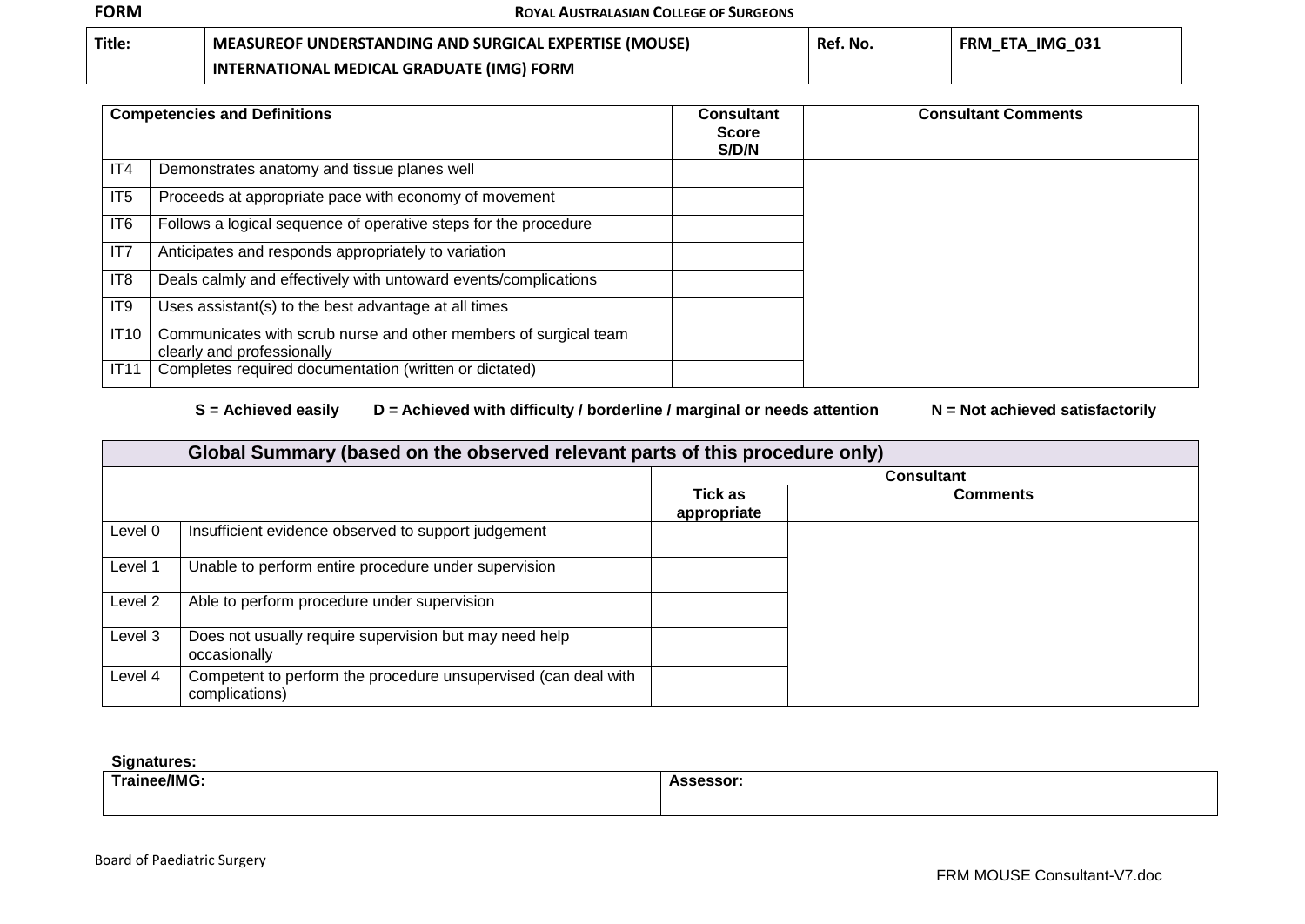**FORM** **ROYAL AUSTRALASIAN COLLEGE OF SURGEONS**

| Title: | MEASUREOF UNDERSTANDING AND SURGICAL EXPERTISE (MOUSE) INTERNATIONAL MEDICAL GRADUATE (IMG) FORM | Ref. No. | FRM_ETA_IMG_031 |
|---|---|---|---|

| Competencies and Definitions | | Consultant Score S/D/N | Consultant Comments |
|---|---|---|---|
| IT4 | Demonstrates anatomy and tissue planes well | | |
| IT5 | Proceeds at appropriate pace with economy of movement | | |
| IT6 | Follows a logical sequence of operative steps for the procedure | | |
| IT7 | Anticipates and responds appropriately to variation | | |
| IT8 | Deals calmly and effectively with untoward events/complications | | |
| IT9 | Uses assistant(s) to the best advantage at all times | | |
| IT10 | Communicates with scrub nurse and other members of surgical team clearly and professionally | | |
| IT11 | Completes required documentation (written or dictated) | | |

**S = Achieved easily** **D = Achieved with difficulty / borderline / marginal or needs attention** **N = Not achieved satisfactorily**

| Global Summary (based on the observed relevant parts of this procedure only) | | | |
|---|---|---|---|
| | | Consultant | |
| | | Tick as appropriate | Comments |
| Level 0 | Insufficient evidence observed to support judgement | | |
| Level 1 | Unable to perform entire procedure under supervision | | |
| Level 2 | Able to perform procedure under supervision | | |
| Level 3 | Does not usually require supervision but may need help occasionally | | |
| Level 4 | Competent to perform the procedure unsupervised (can deal with complications) | | |

**Signatures:**

| Trainee/IMG: | Assessor: |
|---|---|
| | |

Board of Paediatric Surgery

FRM MOUSE Consultant-V7.doc